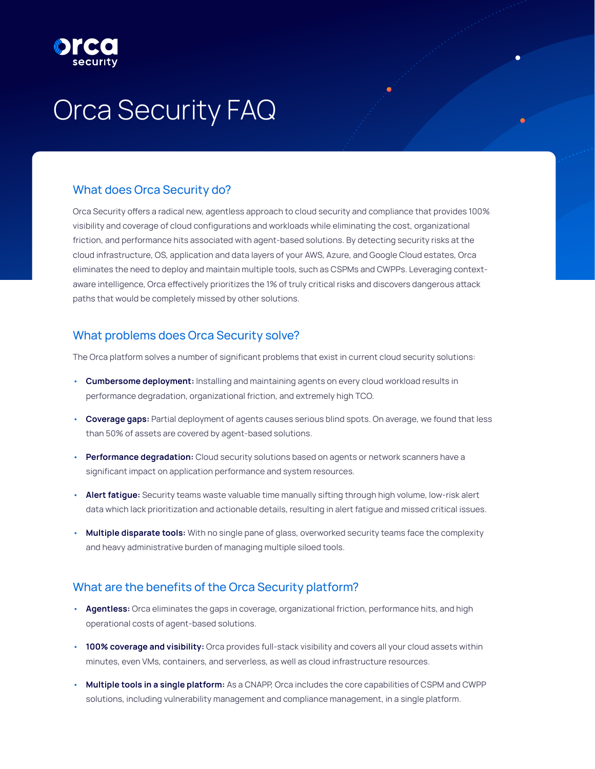# Orca Security FAQ

## What does Orca Security do?

Orca Security offers a radical new, agentless approach to cloud security and compliance that provides 100% visibility and coverage of cloud configurations and workloads while eliminating the cost, organizational friction, and performance hits associated with agent-based solutions. By detecting security risks at the cloud infrastructure, OS, application and data layers of your AWS, Azure, and Google Cloud estates, Orca eliminates the need to deploy and maintain multiple tools, such as CSPMs and CWPPs. Leveraging context-aware intelligence, Orca effectively prioritizes the 1% of truly critical risks and discovers dangerous attack paths that would be completely missed by other solutions.

## What problems does Orca Security solve?

The Orca platform solves a number of significant problems that exist in current cloud security solutions:

- **Cumbersome deployment:** Installing and maintaining agents on every cloud workload results in performance degradation, organizational friction, and extremely high TCO.
- **Coverage gaps:** Partial deployment of agents causes serious blind spots. On average, we found that less than 50% of assets are covered by agent-based solutions.
- **Performance degradation:** Cloud security solutions based on agents or network scanners have a significant impact on application performance and system resources.
- **Alert fatigue:** Security teams waste valuable time manually sifting through high volume, low-risk alert data which lack prioritization and actionable details, resulting in alert fatigue and missed critical issues.
- **Multiple disparate tools:** With no single pane of glass, overworked security teams face the complexity and heavy administrative burden of managing multiple siloed tools.

## What are the benefits of the Orca Security platform?

- **Agentless:** Orca eliminates the gaps in coverage, organizational friction, performance hits, and high operational costs of agent-based solutions.
- **100% coverage and visibility:** Orca provides full-stack visibility and covers all your cloud assets within minutes, even VMs, containers, and serverless, as well as cloud infrastructure resources.
- **Multiple tools in a single platform:** As a CNAPP, Orca includes the core capabilities of CSPM and CWPP solutions, including vulnerability management and compliance management, in a single platform.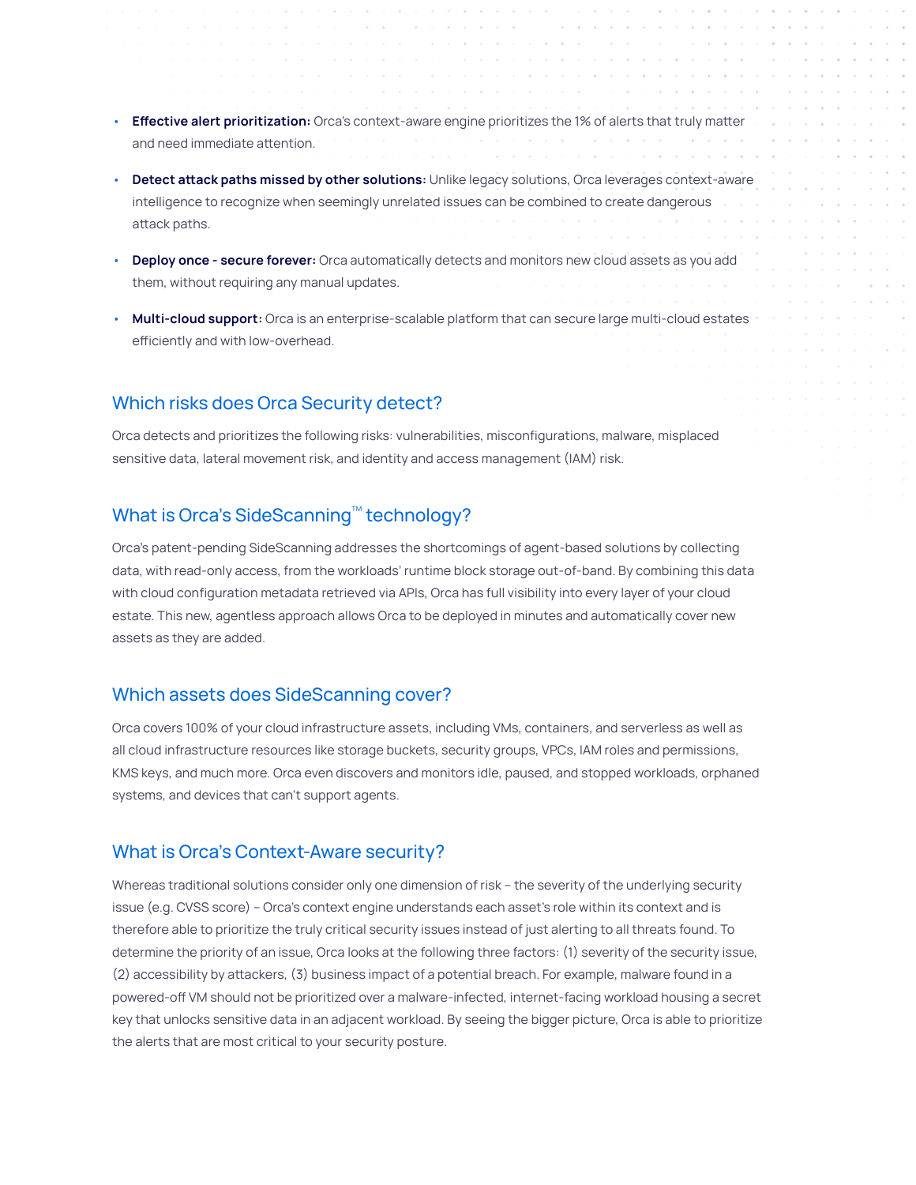- **Effective alert prioritization:** Orca's context-aware engine prioritizes the 1% of alerts that truly matter and need immediate attention.
- **Detect attack paths missed by other solutions:** Unlike legacy solutions, Orca leverages context-aware intelligence to recognize when seemingly unrelated issues can be combined to create dangerous attack paths.
- **Deploy once - secure forever:** Orca automatically detects and monitors new cloud assets as you add them, without requiring any manual updates.
- **Multi-cloud support:** Orca is an enterprise-scalable platform that can secure large multi-cloud estates efficiently and with low-overhead.

## Which risks does Orca Security detect?

Orca detects and prioritizes the following risks: vulnerabilities, misconfigurations, malware, misplaced sensitive data, lateral movement risk, and identity and access management (IAM) risk.

## What is Orca's SideScanning™ technology?

Orca's patent-pending SideScanning addresses the shortcomings of agent-based solutions by collecting data, with read-only access, from the workloads' runtime block storage out-of-band. By combining this data with cloud configuration metadata retrieved via APIs, Orca has full visibility into every layer of your cloud estate. This new, agentless approach allows Orca to be deployed in minutes and automatically cover new assets as they are added.

## Which assets does SideScanning cover?

Orca covers 100% of your cloud infrastructure assets, including VMs, containers, and serverless as well as all cloud infrastructure resources like storage buckets, security groups, VPCs, IAM roles and permissions, KMS keys, and much more. Orca even discovers and monitors idle, paused, and stopped workloads, orphaned systems, and devices that can't support agents.

## What is Orca's Context-Aware security?

Whereas traditional solutions consider only one dimension of risk – the severity of the underlying security issue (e.g. CVSS score) – Orca's context engine understands each asset's role within its context and is therefore able to prioritize the truly critical security issues instead of just alerting to all threats found. To determine the priority of an issue, Orca looks at the following three factors: (1) severity of the security issue, (2) accessibility by attackers, (3) business impact of a potential breach. For example, malware found in a powered-off VM should not be prioritized over a malware-infected, internet-facing workload housing a secret key that unlocks sensitive data in an adjacent workload. By seeing the bigger picture, Orca is able to prioritize the alerts that are most critical to your security posture.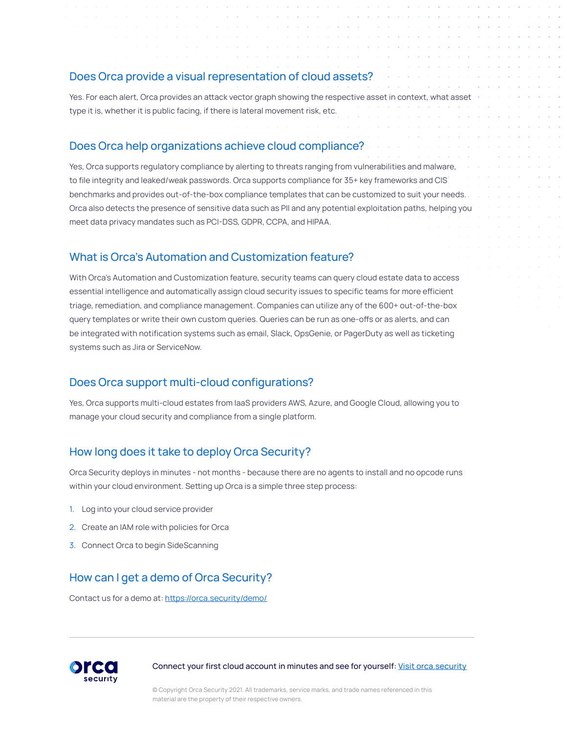## Does Orca provide a visual representation of cloud assets?

Yes. For each alert, Orca provides an attack vector graph showing the respective asset in context, what asset type it is, whether it is public facing, if there is lateral movement risk, etc.

## Does Orca help organizations achieve cloud compliance?

Yes, Orca supports regulatory compliance by alerting to threats ranging from vulnerabilities and malware, to file integrity and leaked/weak passwords. Orca supports compliance for 35+ key frameworks and CIS benchmarks and provides out-of-the-box compliance templates that can be customized to suit your needs. Orca also detects the presence of sensitive data such as PII and any potential exploitation paths, helping you meet data privacy mandates such as PCI-DSS, GDPR, CCPA, and HIPAA.

## What is Orca's Automation and Customization feature?

With Orca's Automation and Customization feature, security teams can query cloud estate data to access essential intelligence and automatically assign cloud security issues to specific teams for more efficient triage, remediation, and compliance management. Companies can utilize any of the 600+ out-of-the-box query templates or write their own custom queries. Queries can be run as one-offs or as alerts, and can be integrated with notification systems such as email, Slack, OpsGenie, or PagerDuty as well as ticketing systems such as Jira or ServiceNow.

## Does Orca support multi-cloud configurations?

Yes, Orca supports multi-cloud estates from IaaS providers AWS, Azure, and Google Cloud, allowing you to manage your cloud security and compliance from a single platform.

## How long does it take to deploy Orca Security?

Orca Security deploys in minutes - not months - because there are no agents to install and no opcode runs within your cloud environment. Setting up Orca is a simple three step process:

1. Log into your cloud service provider
2. Create an IAM role with policies for Orca
3. Connect Orca to begin SideScanning

## How can I get a demo of Orca Security?

Contact us for a demo at: https://orca.security/demo/

---

Connect your first cloud account in minutes and see for yourself: Visit orca.security

© Copyright Orca Security 2021. All trademarks, service marks, and trade names referenced in this material are the property of their respective owners.